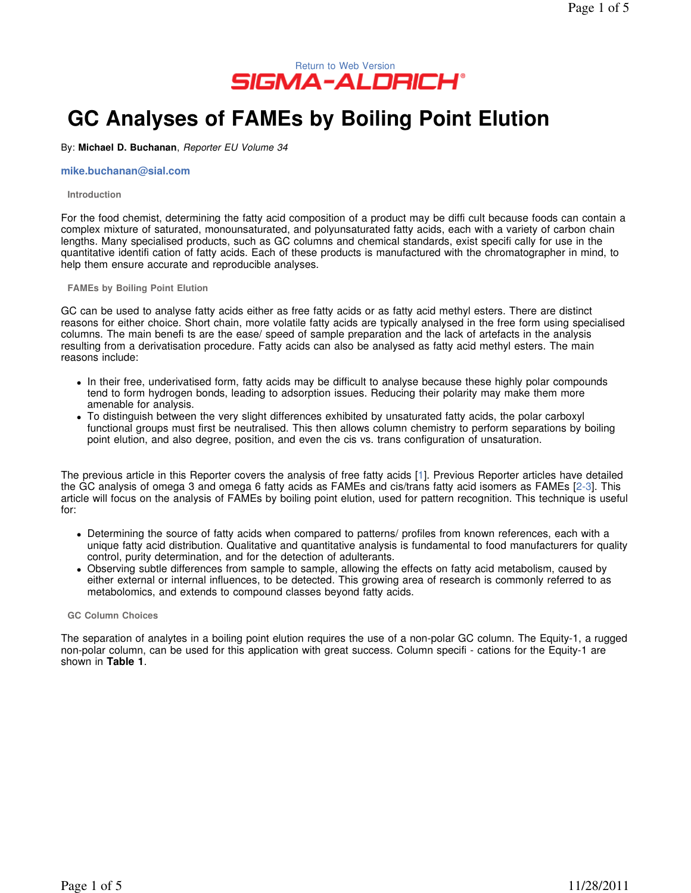Return to Web Version

SIGMA-ALDRICH

# GC Analyses of FAMEs by Boiling Point Elution

By: **Michael D. Buchanan**, *Reporter EU Volume 34*

**mike.buchanan@sial.com**

### Introduction

For the food chemist, determining the fatty acid composition of a product may be diffi cult because foods can contain a complex mixture of saturated, monounsaturated, and polyunsaturated fatty acids, each with a variety of carbon chain lengths. Many specialised products, such as GC columns and chemical standards, exist specifi cally for use in the quantitative identifi cation of fatty acids. Each of these products is manufactured with the chromatographer in mind, to help them ensure accurate and reproducible analyses.

### FAMEs by Boiling Point Elution

GC can be used to analyse fatty acids either as free fatty acids or as fatty acid methyl esters. There are distinct reasons for either choice. Short chain, more volatile fatty acids are typically analysed in the free form using specialised columns. The main benefi ts are the ease/ speed of sample preparation and the lack of artefacts in the analysis resulting from a derivatisation procedure. Fatty acids can also be analysed as fatty acid methyl esters. The main reasons include:

- In their free, underivatised form, fatty acids may be difficult to analyse because these highly polar compounds tend to form hydrogen bonds, leading to adsorption issues. Reducing their polarity may make them more amenable for analysis.
- To distinguish between the very slight differences exhibited by unsaturated fatty acids, the polar carboxyl functional groups must first be neutralised. This then allows column chemistry to perform separations by boiling point elution, and also degree, position, and even the cis vs. trans configuration of unsaturation.

The previous article in this Reporter covers the analysis of free fatty acids [1]. Previous Reporter articles have detailed the GC analysis of omega 3 and omega 6 fatty acids as FAMEs and cis/trans fatty acid isomers as FAMEs [2-3]. This article will focus on the analysis of FAMEs by boiling point elution, used for pattern recognition. This technique is useful for:

- Determining the source of fatty acids when compared to patterns/ profiles from known references, each with a unique fatty acid distribution. Qualitative and quantitative analysis is fundamental to food manufacturers for quality control, purity determination, and for the detection of adulterants.
- Observing subtle differences from sample to sample, allowing the effects on fatty acid metabolism, caused by either external or internal influences, to be detected. This growing area of research is commonly referred to as metabolomics, and extends to compound classes beyond fatty acids.

### GC Column Choices

The separation of analytes in a boiling point elution requires the use of a non-polar GC column. The Equity-1, a rugged non-polar column, can be used for this application with great success. Column specifi - cations for the Equity-1 are shown in **Table 1**.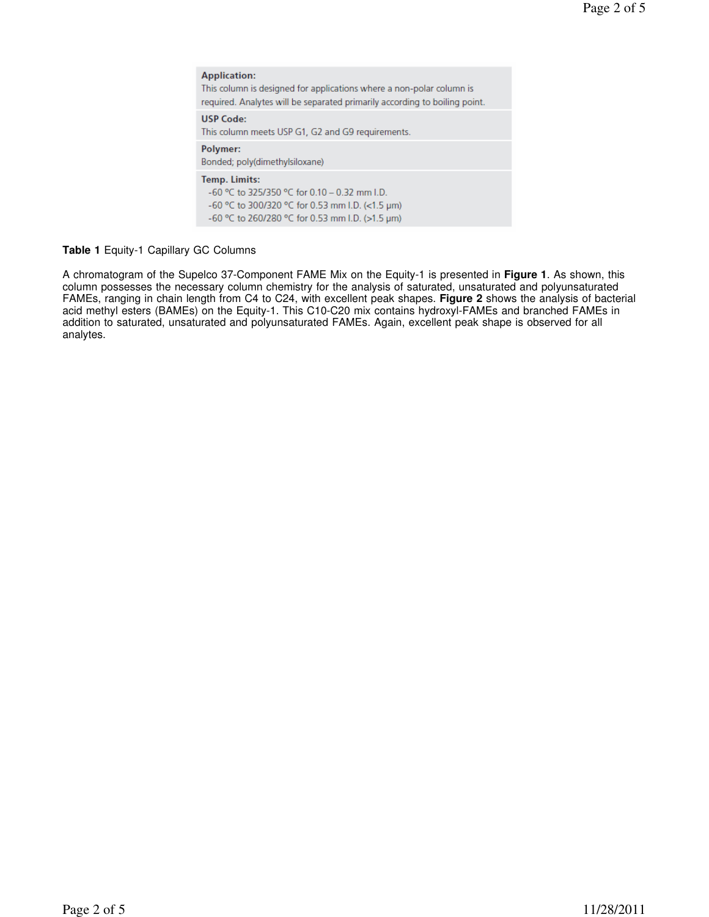| | |
|---|---|
| **Application:** | This column is designed for applications where a non-polar column is required. Analytes will be separated primarily according to boiling point. |
| **USP Code:** | This column meets USP G1, G2 and G9 requirements. |
| **Polymer:** | Bonded; poly(dimethylsiloxane) |
| **Temp. Limits:** | -60 °C to 325/350 °C for 0.10 – 0.32 mm I.D.<br>-60 °C to 300/320 °C for 0.53 mm I.D. (<1.5 μm)<br>-60 °C to 260/280 °C for 0.53 mm I.D. (>1.5 μm) |

**Table 1** Equity-1 Capillary GC Columns

A chromatogram of the Supelco 37-Component FAME Mix on the Equity-1 is presented in **Figure 1**. As shown, this column possesses the necessary column chemistry for the analysis of saturated, unsaturated and polyunsaturated FAMEs, ranging in chain length from C4 to C24, with excellent peak shapes. **Figure 2** shows the analysis of bacterial acid methyl esters (BAMEs) on the Equity-1. This C10-C20 mix contains hydroxyl-FAMEs and branched FAMEs in addition to saturated, unsaturated and polyunsaturated FAMEs. Again, excellent peak shape is observed for all analytes.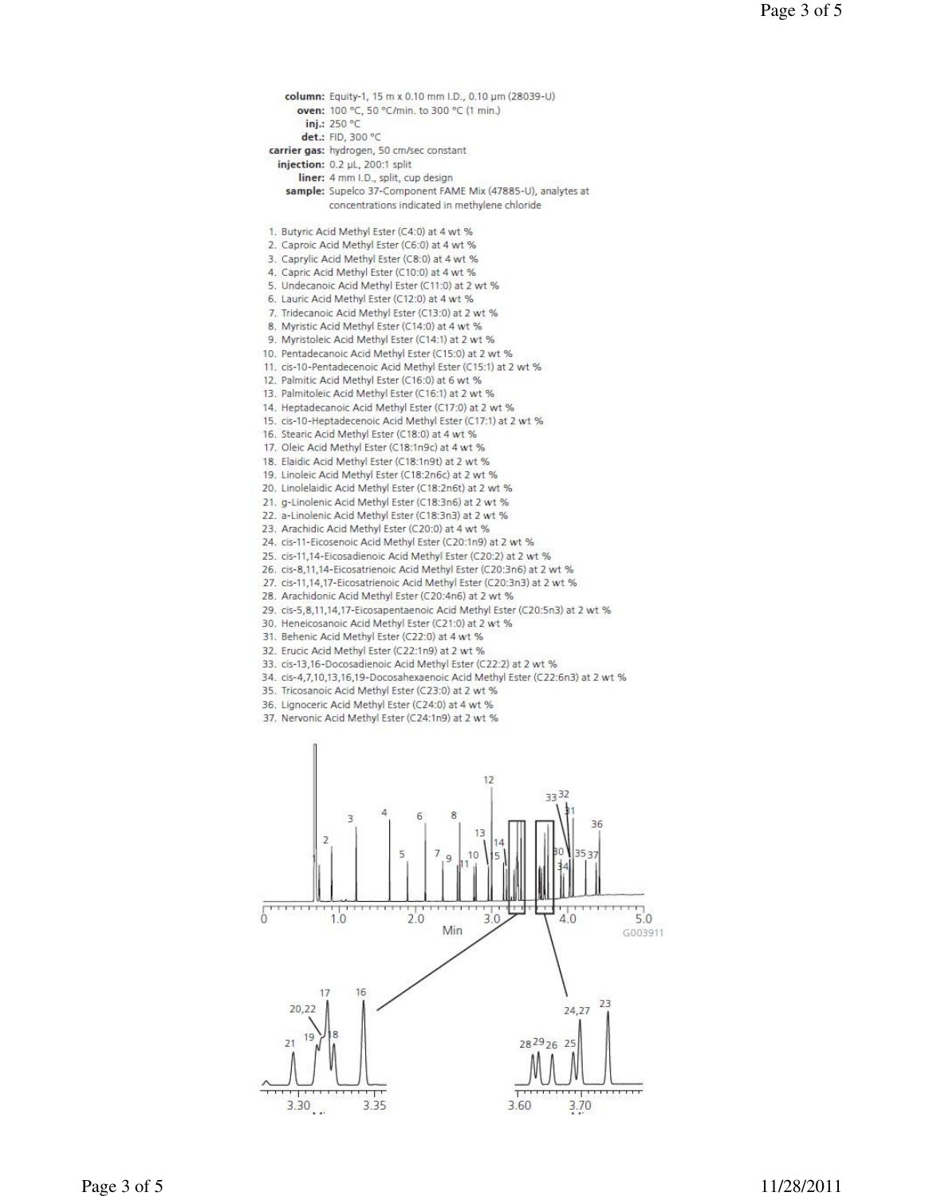**column:** Equity-1, 15 m x 0.10 mm I.D., 0.10 µm (28039-U)
**oven:** 100 °C, 50 °C/min. to 300 °C (1 min.)
**inj.:** 250 °C
**det.:** FID, 300 °C
**carrier gas:** hydrogen, 50 cm/sec constant
**injection:** 0.2 µL, 200:1 split
**liner:** 4 mm I.D., split, cup design
**sample:** Supelco 37-Component FAME Mix (47885-U), analytes at concentrations indicated in methylene chloride

1. Butyric Acid Methyl Ester (C4:0) at 4 wt %
2. Caproic Acid Methyl Ester (C6:0) at 4 wt %
3. Caprylic Acid Methyl Ester (C8:0) at 4 wt %
4. Capric Acid Methyl Ester (C10:0) at 4 wt %
5. Undecanoic Acid Methyl Ester (C11:0) at 2 wt %
6. Lauric Acid Methyl Ester (C12:0) at 4 wt %
7. Tridecanoic Acid Methyl Ester (C13:0) at 2 wt %
8. Myristic Acid Methyl Ester (C14:0) at 4 wt %
9. Myristoleic Acid Methyl Ester (C14:1) at 2 wt %
10. Pentadecanoic Acid Methyl Ester (C15:0) at 2 wt %
11. cis-10-Pentadecenoic Acid Methyl Ester (C15:1) at 2 wt %
12. Palmitic Acid Methyl Ester (C16:0) at 6 wt %
13. Palmitoleic Acid Methyl Ester (C16:1) at 2 wt %
14. Heptadecanoic Acid Methyl Ester (C17:0) at 2 wt %
15. cis-10-Heptadecenoic Acid Methyl Ester (C17:1) at 2 wt %
16. Stearic Acid Methyl Ester (C18:0) at 4 wt %
17. Oleic Acid Methyl Ester (C18:1n9c) at 4 wt %
18. Elaidic Acid Methyl Ester (C18:1n9t) at 2 wt %
19. Linoleic Acid Methyl Ester (C18:2n6c) at 2 wt %
20. Linolelaidic Acid Methyl Ester (C18:2n6t) at 2 wt %
21. g-Linolenic Acid Methyl Ester (C18:3n6) at 2 wt %
22. a-Linolenic Acid Methyl Ester (C18:3n3) at 2 wt %
23. Arachidic Acid Methyl Ester (C20:0) at 4 wt %
24. cis-11-Eicosenoic Acid Methyl Ester (C20:1n9) at 2 wt %
25. cis-11,14-Eicosadienoic Acid Methyl Ester (C20:2) at 2 wt %
26. cis-8,11,14-Eicosatrienoic Acid Methyl Ester (C20:3n6) at 2 wt %
27. cis-11,14,17-Eicosatrienoic Acid Methyl Ester (C20:3n3) at 2 wt %
28. Arachidonic Acid Methyl Ester (C20:4n6) at 2 wt %
29. cis-5,8,11,14,17-Eicosapentaenoic Acid Methyl Ester (C20:5n3) at 2 wt %
30. Heneicosanoic Acid Methyl Ester (C21:0) at 2 wt %
31. Behenic Acid Methyl Ester (C22:0) at 4 wt %
32. Erucic Acid Methyl Ester (C22:1n9) at 2 wt %
33. cis-13,16-Docosadienoic Acid Methyl Ester (C22:2) at 2 wt %
34. cis-4,7,10,13,16,19-Docosahexaenoic Acid Methyl Ester (C22:6n3) at 2 wt %
35. Tricosanoic Acid Methyl Ester (C23:0) at 2 wt %
36. Lignoceric Acid Methyl Ester (C24:0) at 4 wt %
37. Nervonic Acid Methyl Ester (C24:1n9) at 2 wt %

G003911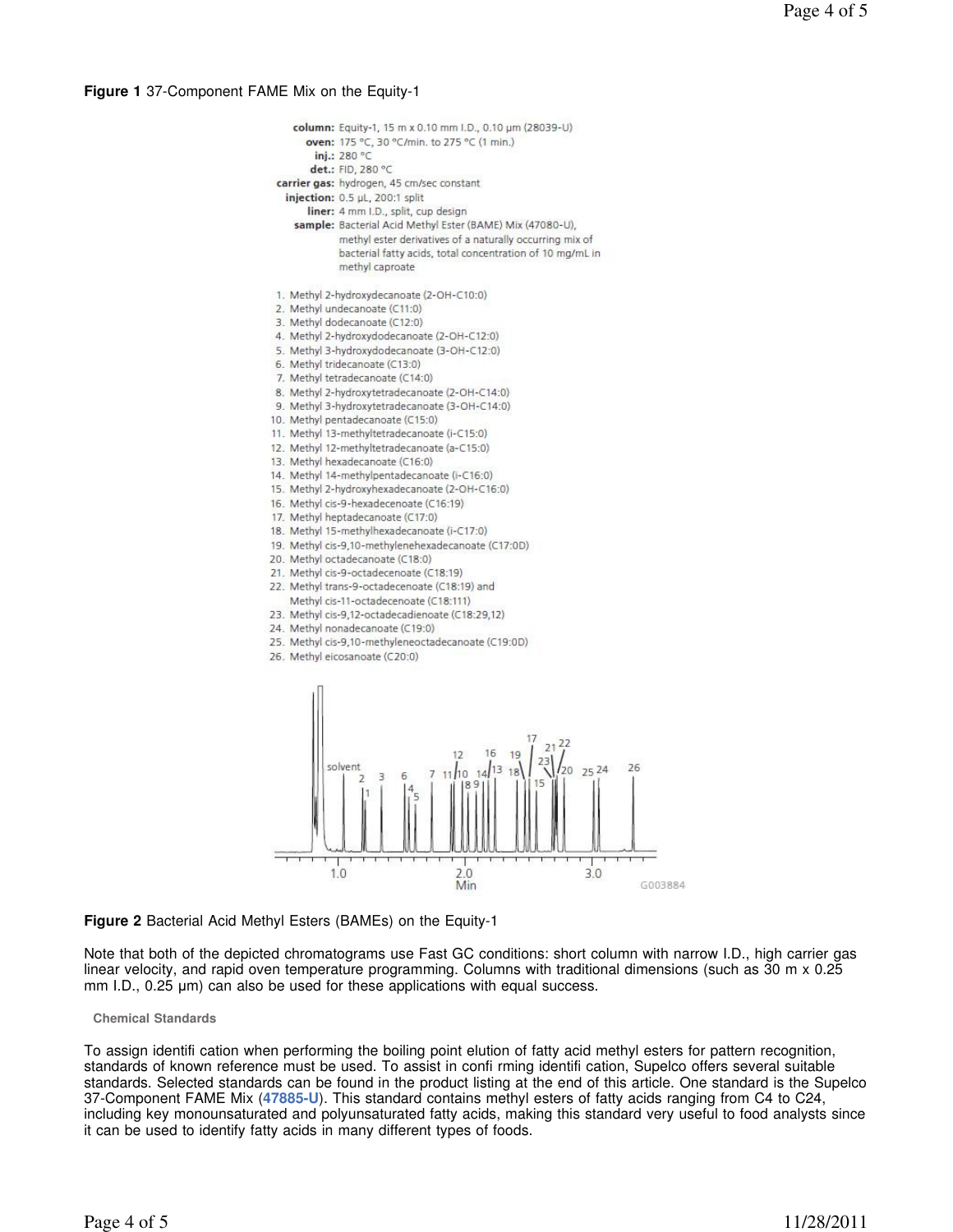**Figure 1** 37-Component FAME Mix on the Equity-1

column: Equity-1, 15 m x 0.10 mm I.D., 0.10 μm (28039-U)
oven: 175 °C, 30 °C/min. to 275 °C (1 min.)
inj.: 280 °C
det.: FID, 280 °C
carrier gas: hydrogen, 45 cm/sec constant
injection: 0.5 μL, 200:1 split
liner: 4 mm I.D., split, cup design
sample: Bacterial Acid Methyl Ester (BAME) Mix (47080-U), methyl ester derivatives of a naturally occurring mix of bacterial fatty acids, total concentration of 10 mg/mL in methyl caproate

1. Methyl 2-hydroxydecanoate (2-OH-C10:0)
2. Methyl undecanoate (C11:0)
3. Methyl dodecanoate (C12:0)
4. Methyl 2-hydroxydodecanoate (2-OH-C12:0)
5. Methyl 3-hydroxydodecanoate (3-OH-C12:0)
6. Methyl tridecanoate (C13:0)
7. Methyl tetradecanoate (C14:0)
8. Methyl 2-hydroxytetradecanoate (2-OH-C14:0)
9. Methyl 3-hydroxytetradecanoate (3-OH-C14:0)
10. Methyl pentadecanoate (C15:0)
11. Methyl 13-methyltetradecanoate (i-C15:0)
12. Methyl 12-methyltetradecanoate (a-C15:0)
13. Methyl hexadecanoate (C16:0)
14. Methyl 14-methylpentadecanoate (i-C16:0)
15. Methyl 2-hydroxyhexadecanoate (2-OH-C16:0)
16. Methyl cis-9-hexadecenoate (C16:19)
17. Methyl heptadecanoate (C17:0)
18. Methyl 15-methylhexadecanoate (i-C17:0)
19. Methyl cis-9,10-methylenehexadecanoate (C17:0D)
20. Methyl octadecanoate (C18:0)
21. Methyl cis-9-octadecenoate (C18:19)
22. Methyl trans-9-octadecenoate (C18:19) and Methyl cis-11-octadecenoate (C18:111)
23. Methyl cis-9,12-octadecadienoate (C18:29,12)
24. Methyl nonadecanoate (C19:0)
25. Methyl cis-9,10-methyleneoctadecanoate (C19:0D)
26. Methyl eicosanoate (C20:0)

**Figure 2** Bacterial Acid Methyl Esters (BAMEs) on the Equity-1

Note that both of the depicted chromatograms use Fast GC conditions: short column with narrow I.D., high carrier gas linear velocity, and rapid oven temperature programming. Columns with traditional dimensions (such as 30 m x 0.25 mm I.D., 0.25 μm) can also be used for these applications with equal success.

### Chemical Standards

To assign identifi cation when performing the boiling point elution of fatty acid methyl esters for pattern recognition, standards of known reference must be used. To assist in confi rming identifi cation, Supelco offers several suitable standards. Selected standards can be found in the product listing at the end of this article. One standard is the Supelco 37-Component FAME Mix (47885-U). This standard contains methyl esters of fatty acids ranging from C4 to C24, including key monounsaturated and polyunsaturated fatty acids, making this standard very useful to food analysts since it can be used to identify fatty acids in many different types of foods.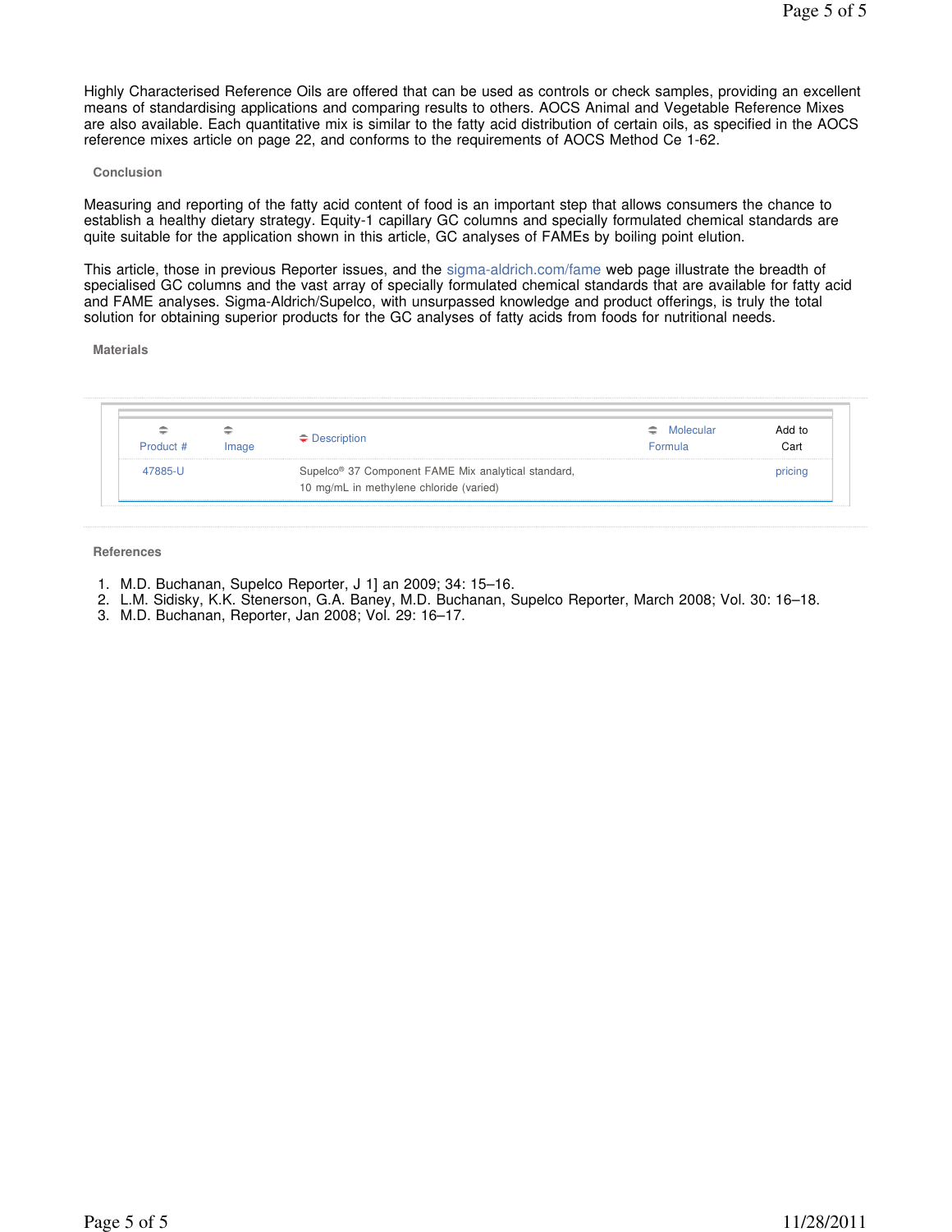Highly Characterised Reference Oils are offered that can be used as controls or check samples, providing an excellent means of standardising applications and comparing results to others. AOCS Animal and Vegetable Reference Mixes are also available. Each quantitative mix is similar to the fatty acid distribution of certain oils, as specified in the AOCS reference mixes article on page 22, and conforms to the requirements of AOCS Method Ce 1-62.

### Conclusion

Measuring and reporting of the fatty acid content of food is an important step that allows consumers the chance to establish a healthy dietary strategy. Equity-1 capillary GC columns and specially formulated chemical standards are quite suitable for the application shown in this article, GC analyses of FAMEs by boiling point elution.

This article, those in previous Reporter issues, and the sigma-aldrich.com/fame web page illustrate the breadth of specialised GC columns and the vast array of specially formulated chemical standards that are available for fatty acid and FAME analyses. Sigma-Aldrich/Supelco, with unsurpassed knowledge and product offerings, is truly the total solution for obtaining superior products for the GC analyses of fatty acids from foods for nutritional needs.

### Materials

| Product # | Image | Description | Molecular Formula | Add to Cart |
|---|---|---|---|---|
| 47885-U | | Supelco® 37 Component FAME Mix analytical standard, 10 mg/mL in methylene chloride (varied) | | pricing |

### References

1. M.D. Buchanan, Supelco Reporter, J 1] an 2009; 34: 15–16.
2. L.M. Sidisky, K.K. Stenerson, G.A. Baney, M.D. Buchanan, Supelco Reporter, March 2008; Vol. 30: 16–18.
3. M.D. Buchanan, Reporter, Jan 2008; Vol. 29: 16–17.